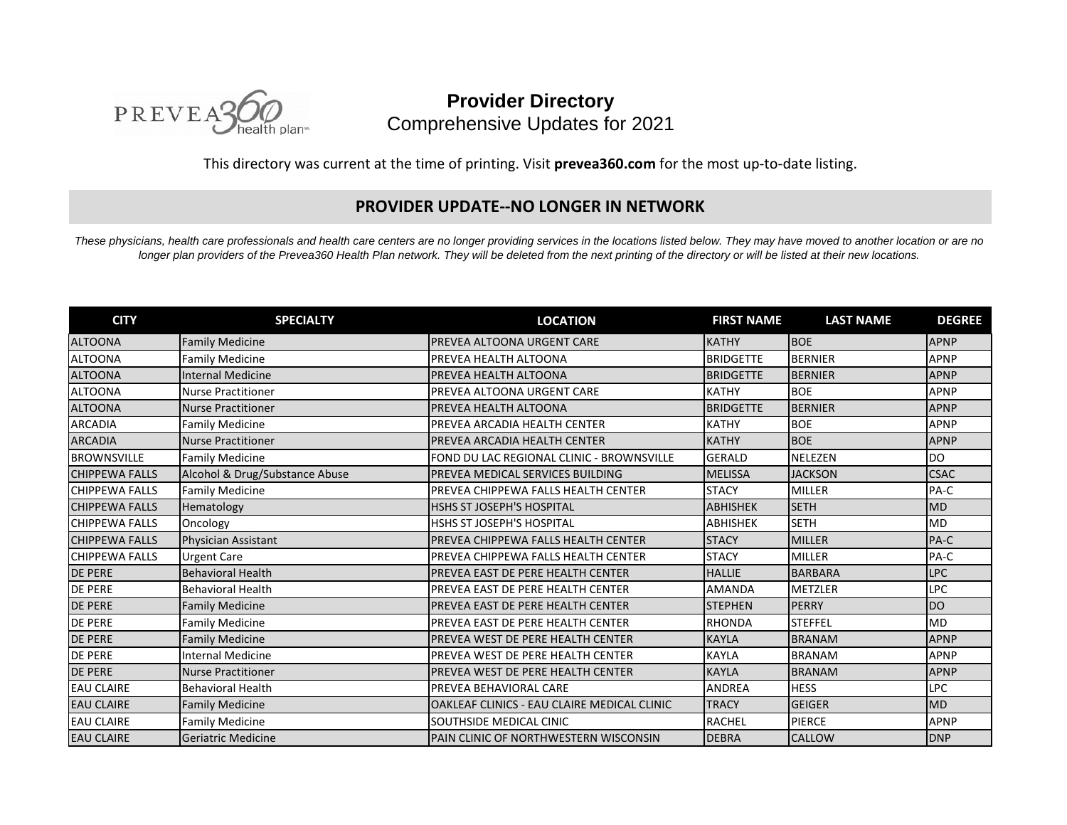PREVEA360 health plan

# Provider Directory

Comprehensive Updates for 2021

This directory was current at the time of printing. Visit **prevea360.com** for the most up-to-date listing.

## PROVIDER UPDATE--NO LONGER IN NETWORK

*These physicians, health care professionals and health care centers are no longer providing services in the locations listed below. They may have moved to another location or are no longer plan providers of the Prevea360 Health Plan network. They will be deleted from the next printing of the directory or will be listed at their new locations.*

| CITY | SPECIALTY | LOCATION | FIRST NAME | LAST NAME | DEGREE |
|---|---|---|---|---|---|
| ALTOONA | Family Medicine | PREVEA ALTOONA URGENT CARE | KATHY | BOE | APNP |
| ALTOONA | Family Medicine | PREVEA HEALTH ALTOONA | BRIDGETTE | BERNIER | APNP |
| ALTOONA | Internal Medicine | PREVEA HEALTH ALTOONA | BRIDGETTE | BERNIER | APNP |
| ALTOONA | Nurse Practitioner | PREVEA ALTOONA URGENT CARE | KATHY | BOE | APNP |
| ALTOONA | Nurse Practitioner | PREVEA HEALTH ALTOONA | BRIDGETTE | BERNIER | APNP |
| ARCADIA | Family Medicine | PREVEA ARCADIA HEALTH CENTER | KATHY | BOE | APNP |
| ARCADIA | Nurse Practitioner | PREVEA ARCADIA HEALTH CENTER | KATHY | BOE | APNP |
| BROWNSVILLE | Family Medicine | FOND DU LAC REGIONAL CLINIC - BROWNSVILLE | GERALD | NELEZEN | DO |
| CHIPPEWA FALLS | Alcohol & Drug/Substance Abuse | PREVEA MEDICAL SERVICES BUILDING | MELISSA | JACKSON | CSAC |
| CHIPPEWA FALLS | Family Medicine | PREVEA CHIPPEWA FALLS HEALTH CENTER | STACY | MILLER | PA-C |
| CHIPPEWA FALLS | Hematology | HSHS ST JOSEPH'S HOSPITAL | ABHISHEK | SETH | MD |
| CHIPPEWA FALLS | Oncology | HSHS ST JOSEPH'S HOSPITAL | ABHISHEK | SETH | MD |
| CHIPPEWA FALLS | Physician Assistant | PREVEA CHIPPEWA FALLS HEALTH CENTER | STACY | MILLER | PA-C |
| CHIPPEWA FALLS | Urgent Care | PREVEA CHIPPEWA FALLS HEALTH CENTER | STACY | MILLER | PA-C |
| DE PERE | Behavioral Health | PREVEA EAST DE PERE HEALTH CENTER | HALLIE | BARBARA | LPC |
| DE PERE | Behavioral Health | PREVEA EAST DE PERE HEALTH CENTER | AMANDA | METZLER | LPC |
| DE PERE | Family Medicine | PREVEA EAST DE PERE HEALTH CENTER | STEPHEN | PERRY | DO |
| DE PERE | Family Medicine | PREVEA EAST DE PERE HEALTH CENTER | RHONDA | STEFFEL | MD |
| DE PERE | Family Medicine | PREVEA WEST DE PERE HEALTH CENTER | KAYLA | BRANAM | APNP |
| DE PERE | Internal Medicine | PREVEA WEST DE PERE HEALTH CENTER | KAYLA | BRANAM | APNP |
| DE PERE | Nurse Practitioner | PREVEA WEST DE PERE HEALTH CENTER | KAYLA | BRANAM | APNP |
| EAU CLAIRE | Behavioral Health | PREVEA BEHAVIORAL CARE | ANDREA | HESS | LPC |
| EAU CLAIRE | Family Medicine | OAKLEAF CLINICS - EAU CLAIRE MEDICAL CLINIC | TRACY | GEIGER | MD |
| EAU CLAIRE | Family Medicine | SOUTHSIDE MEDICAL CINIC | RACHEL | PIERCE | APNP |
| EAU CLAIRE | Geriatric Medicine | PAIN CLINIC OF NORTHWESTERN WISCONSIN | DEBRA | CALLOW | DNP |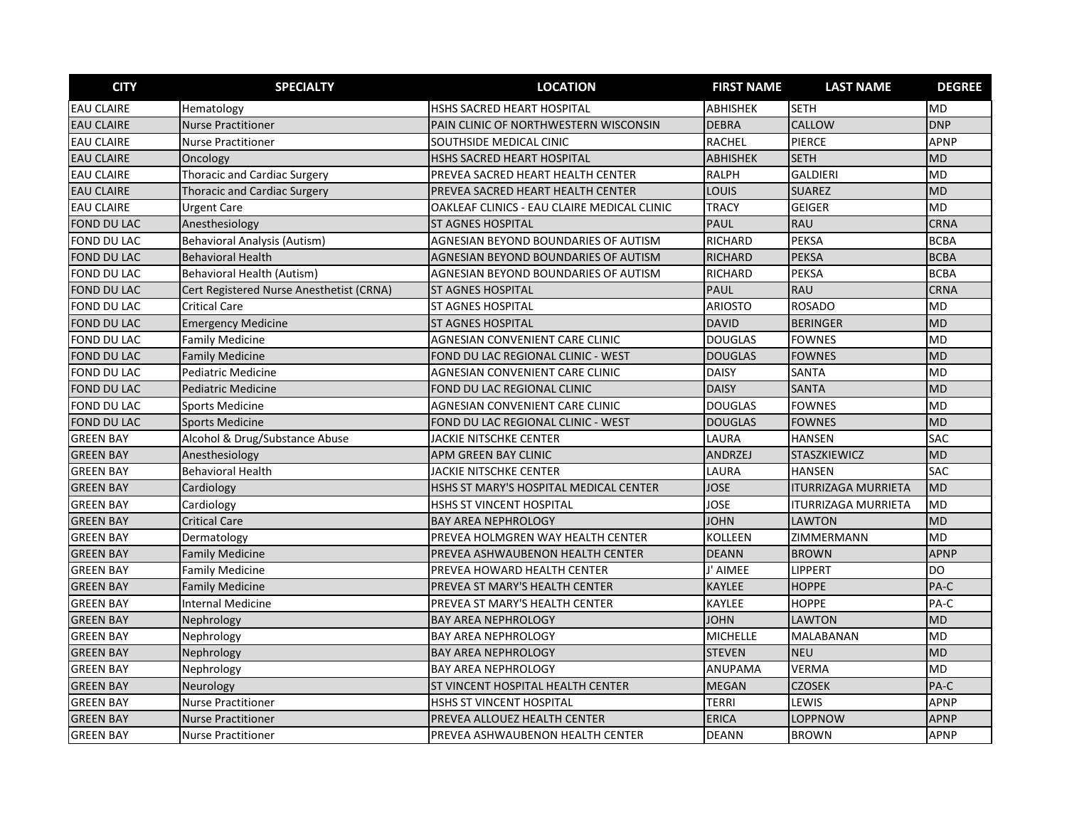| CITY | SPECIALTY | LOCATION | FIRST NAME | LAST NAME | DEGREE |
|---|---|---|---|---|---|
| EAU CLAIRE | Hematology | HSHS SACRED HEART HOSPITAL | ABHISHEK | SETH | MD |
| EAU CLAIRE | Nurse Practitioner | PAIN CLINIC OF NORTHWESTERN WISCONSIN | DEBRA | CALLOW | DNP |
| EAU CLAIRE | Nurse Practitioner | SOUTHSIDE MEDICAL CINIC | RACHEL | PIERCE | APNP |
| EAU CLAIRE | Oncology | HSHS SACRED HEART HOSPITAL | ABHISHEK | SETH | MD |
| EAU CLAIRE | Thoracic and Cardiac Surgery | PREVEA SACRED HEART HEALTH CENTER | RALPH | GALDIERI | MD |
| EAU CLAIRE | Thoracic and Cardiac Surgery | PREVEA SACRED HEART HEALTH CENTER | LOUIS | SUAREZ | MD |
| EAU CLAIRE | Urgent Care | OAKLEAF CLINICS - EAU CLAIRE MEDICAL CLINIC | TRACY | GEIGER | MD |
| FOND DU LAC | Anesthesiology | ST AGNES HOSPITAL | PAUL | RAU | CRNA |
| FOND DU LAC | Behavioral Analysis (Autism) | AGNESIAN BEYOND BOUNDARIES OF AUTISM | RICHARD | PEKSA | BCBA |
| FOND DU LAC | Behavioral Health | AGNESIAN BEYOND BOUNDARIES OF AUTISM | RICHARD | PEKSA | BCBA |
| FOND DU LAC | Behavioral Health (Autism) | AGNESIAN BEYOND BOUNDARIES OF AUTISM | RICHARD | PEKSA | BCBA |
| FOND DU LAC | Cert Registered Nurse Anesthetist (CRNA) | ST AGNES HOSPITAL | PAUL | RAU | CRNA |
| FOND DU LAC | Critical Care | ST AGNES HOSPITAL | ARIOSTO | ROSADO | MD |
| FOND DU LAC | Emergency Medicine | ST AGNES HOSPITAL | DAVID | BERINGER | MD |
| FOND DU LAC | Family Medicine | AGNESIAN CONVENIENT CARE CLINIC | DOUGLAS | FOWNES | MD |
| FOND DU LAC | Family Medicine | FOND DU LAC REGIONAL CLINIC - WEST | DOUGLAS | FOWNES | MD |
| FOND DU LAC | Pediatric Medicine | AGNESIAN CONVENIENT CARE CLINIC | DAISY | SANTA | MD |
| FOND DU LAC | Pediatric Medicine | FOND DU LAC REGIONAL CLINIC | DAISY | SANTA | MD |
| FOND DU LAC | Sports Medicine | AGNESIAN CONVENIENT CARE CLINIC | DOUGLAS | FOWNES | MD |
| FOND DU LAC | Sports Medicine | FOND DU LAC REGIONAL CLINIC - WEST | DOUGLAS | FOWNES | MD |
| GREEN BAY | Alcohol & Drug/Substance Abuse | JACKIE NITSCHKE CENTER | LAURA | HANSEN | SAC |
| GREEN BAY | Anesthesiology | APM GREEN BAY CLINIC | ANDRZEJ | STASZKIEWICZ | MD |
| GREEN BAY | Behavioral Health | JACKIE NITSCHKE CENTER | LAURA | HANSEN | SAC |
| GREEN BAY | Cardiology | HSHS ST MARY'S HOSPITAL MEDICAL CENTER | JOSE | ITURRIZAGA MURRIETA | MD |
| GREEN BAY | Cardiology | HSHS ST VINCENT HOSPITAL | JOSE | ITURRIZAGA MURRIETA | MD |
| GREEN BAY | Critical Care | BAY AREA NEPHROLOGY | JOHN | LAWTON | MD |
| GREEN BAY | Dermatology | PREVEA HOLMGREN WAY HEALTH CENTER | KOLLEEN | ZIMMERMANN | MD |
| GREEN BAY | Family Medicine | PREVEA ASHWAUBENON HEALTH CENTER | DEANN | BROWN | APNP |
| GREEN BAY | Family Medicine | PREVEA HOWARD HEALTH CENTER | J' AIMEE | LIPPERT | DO |
| GREEN BAY | Family Medicine | PREVEA ST MARY'S HEALTH CENTER | KAYLEE | HOPPE | PA-C |
| GREEN BAY | Internal Medicine | PREVEA ST MARY'S HEALTH CENTER | KAYLEE | HOPPE | PA-C |
| GREEN BAY | Nephrology | BAY AREA NEPHROLOGY | JOHN | LAWTON | MD |
| GREEN BAY | Nephrology | BAY AREA NEPHROLOGY | MICHELLE | MALABANAN | MD |
| GREEN BAY | Nephrology | BAY AREA NEPHROLOGY | STEVEN | NEU | MD |
| GREEN BAY | Nephrology | BAY AREA NEPHROLOGY | ANUPAMA | VERMA | MD |
| GREEN BAY | Neurology | ST VINCENT HOSPITAL HEALTH CENTER | MEGAN | CZOSEK | PA-C |
| GREEN BAY | Nurse Practitioner | HSHS ST VINCENT HOSPITAL | TERRI | LEWIS | APNP |
| GREEN BAY | Nurse Practitioner | PREVEA ALLOUEZ HEALTH CENTER | ERICA | LOPPNOW | APNP |
| GREEN BAY | Nurse Practitioner | PREVEA ASHWAUBENON HEALTH CENTER | DEANN | BROWN | APNP |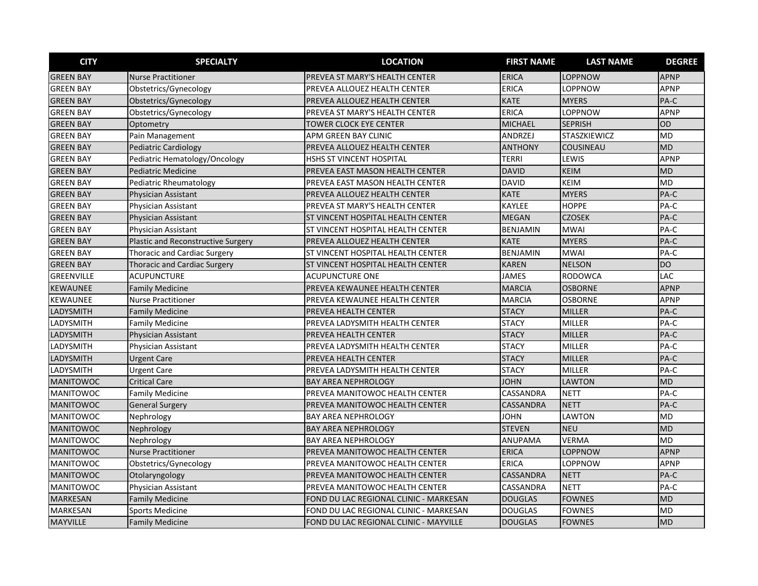| CITY | SPECIALTY | LOCATION | FIRST NAME | LAST NAME | DEGREE |
|---|---|---|---|---|---|
| GREEN BAY | Nurse Practitioner | PREVEA ST MARY'S HEALTH CENTER | ERICA | LOPPNOW | APNP |
| GREEN BAY | Obstetrics/Gynecology | PREVEA ALLOUEZ HEALTH CENTER | ERICA | LOPPNOW | APNP |
| GREEN BAY | Obstetrics/Gynecology | PREVEA ALLOUEZ HEALTH CENTER | KATE | MYERS | PA-C |
| GREEN BAY | Obstetrics/Gynecology | PREVEA ST MARY'S HEALTH CENTER | ERICA | LOPPNOW | APNP |
| GREEN BAY | Optometry | TOWER CLOCK EYE CENTER | MICHAEL | SEPRISH | OD |
| GREEN BAY | Pain Management | APM GREEN BAY CLINIC | ANDRZEJ | STASZKIEWICZ | MD |
| GREEN BAY | Pediatric Cardiology | PREVEA ALLOUEZ HEALTH CENTER | ANTHONY | COUSINEAU | MD |
| GREEN BAY | Pediatric Hematology/Oncology | HSHS ST VINCENT HOSPITAL | TERRI | LEWIS | APNP |
| GREEN BAY | Pediatric Medicine | PREVEA EAST MASON HEALTH CENTER | DAVID | KEIM | MD |
| GREEN BAY | Pediatric Rheumatology | PREVEA EAST MASON HEALTH CENTER | DAVID | KEIM | MD |
| GREEN BAY | Physician Assistant | PREVEA ALLOUEZ HEALTH CENTER | KATE | MYERS | PA-C |
| GREEN BAY | Physician Assistant | PREVEA ST MARY'S HEALTH CENTER | KAYLEE | HOPPE | PA-C |
| GREEN BAY | Physician Assistant | ST VINCENT HOSPITAL HEALTH CENTER | MEGAN | CZOSEK | PA-C |
| GREEN BAY | Physician Assistant | ST VINCENT HOSPITAL HEALTH CENTER | BENJAMIN | MWAI | PA-C |
| GREEN BAY | Plastic and Reconstructive Surgery | PREVEA ALLOUEZ HEALTH CENTER | KATE | MYERS | PA-C |
| GREEN BAY | Thoracic and Cardiac Surgery | ST VINCENT HOSPITAL HEALTH CENTER | BENJAMIN | MWAI | PA-C |
| GREEN BAY | Thoracic and Cardiac Surgery | ST VINCENT HOSPITAL HEALTH CENTER | KAREN | NELSON | DO |
| GREENVILLE | ACUPUNCTURE | ACUPUNCTURE ONE | JAMES | RODOWCA | LAC |
| KEWAUNEE | Family Medicine | PREVEA KEWAUNEE HEALTH CENTER | MARCIA | OSBORNE | APNP |
| KEWAUNEE | Nurse Practitioner | PREVEA KEWAUNEE HEALTH CENTER | MARCIA | OSBORNE | APNP |
| LADYSMITH | Family Medicine | PREVEA HEALTH CENTER | STACY | MILLER | PA-C |
| LADYSMITH | Family Medicine | PREVEA LADYSMITH HEALTH CENTER | STACY | MILLER | PA-C |
| LADYSMITH | Physician Assistant | PREVEA HEALTH CENTER | STACY | MILLER | PA-C |
| LADYSMITH | Physician Assistant | PREVEA LADYSMITH HEALTH CENTER | STACY | MILLER | PA-C |
| LADYSMITH | Urgent Care | PREVEA HEALTH CENTER | STACY | MILLER | PA-C |
| LADYSMITH | Urgent Care | PREVEA LADYSMITH HEALTH CENTER | STACY | MILLER | PA-C |
| MANITOWOC | Critical Care | BAY AREA NEPHROLOGY | JOHN | LAWTON | MD |
| MANITOWOC | Family Medicine | PREVEA MANITOWOC HEALTH CENTER | CASSANDRA | NETT | PA-C |
| MANITOWOC | General Surgery | PREVEA MANITOWOC HEALTH CENTER | CASSANDRA | NETT | PA-C |
| MANITOWOC | Nephrology | BAY AREA NEPHROLOGY | JOHN | LAWTON | MD |
| MANITOWOC | Nephrology | BAY AREA NEPHROLOGY | STEVEN | NEU | MD |
| MANITOWOC | Nephrology | BAY AREA NEPHROLOGY | ANUPAMA | VERMA | MD |
| MANITOWOC | Nurse Practitioner | PREVEA MANITOWOC HEALTH CENTER | ERICA | LOPPNOW | APNP |
| MANITOWOC | Obstetrics/Gynecology | PREVEA MANITOWOC HEALTH CENTER | ERICA | LOPPNOW | APNP |
| MANITOWOC | Otolaryngology | PREVEA MANITOWOC HEALTH CENTER | CASSANDRA | NETT | PA-C |
| MANITOWOC | Physician Assistant | PREVEA MANITOWOC HEALTH CENTER | CASSANDRA | NETT | PA-C |
| MARKESAN | Family Medicine | FOND DU LAC REGIONAL CLINIC - MARKESAN | DOUGLAS | FOWNES | MD |
| MARKESAN | Sports Medicine | FOND DU LAC REGIONAL CLINIC - MARKESAN | DOUGLAS | FOWNES | MD |
| MAYVILLE | Family Medicine | FOND DU LAC REGIONAL CLINIC - MAYVILLE | DOUGLAS | FOWNES | MD |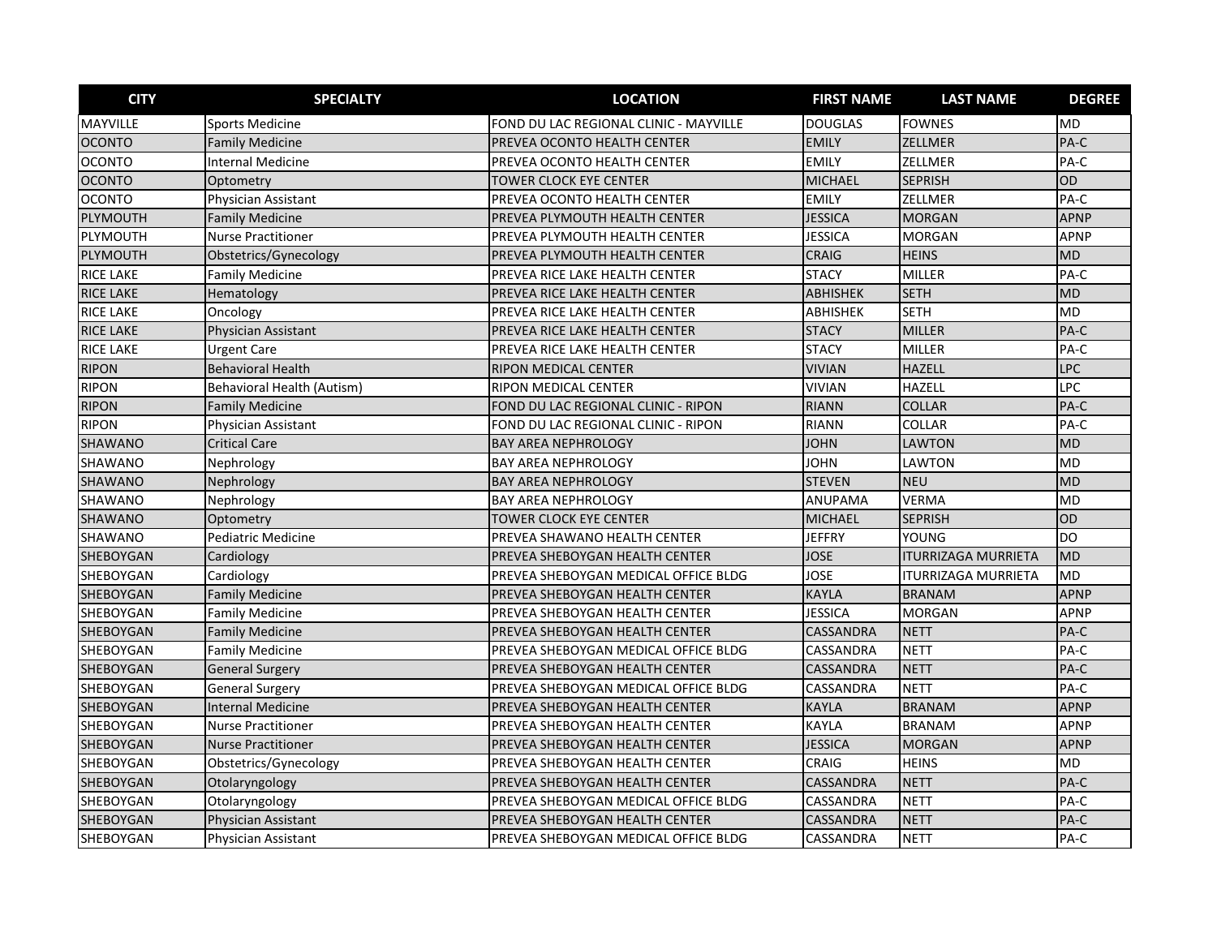| CITY | SPECIALTY | LOCATION | FIRST NAME | LAST NAME | DEGREE |
|---|---|---|---|---|---|
| MAYVILLE | Sports Medicine | FOND DU LAC REGIONAL CLINIC - MAYVILLE | DOUGLAS | FOWNES | MD |
| OCONTO | Family Medicine | PREVEA OCONTO HEALTH CENTER | EMILY | ZELLMER | PA-C |
| OCONTO | Internal Medicine | PREVEA OCONTO HEALTH CENTER | EMILY | ZELLMER | PA-C |
| OCONTO | Optometry | TOWER CLOCK EYE CENTER | MICHAEL | SEPRISH | OD |
| OCONTO | Physician Assistant | PREVEA OCONTO HEALTH CENTER | EMILY | ZELLMER | PA-C |
| PLYMOUTH | Family Medicine | PREVEA PLYMOUTH HEALTH CENTER | JESSICA | MORGAN | APNP |
| PLYMOUTH | Nurse Practitioner | PREVEA PLYMOUTH HEALTH CENTER | JESSICA | MORGAN | APNP |
| PLYMOUTH | Obstetrics/Gynecology | PREVEA PLYMOUTH HEALTH CENTER | CRAIG | HEINS | MD |
| RICE LAKE | Family Medicine | PREVEA RICE LAKE HEALTH CENTER | STACY | MILLER | PA-C |
| RICE LAKE | Hematology | PREVEA RICE LAKE HEALTH CENTER | ABHISHEK | SETH | MD |
| RICE LAKE | Oncology | PREVEA RICE LAKE HEALTH CENTER | ABHISHEK | SETH | MD |
| RICE LAKE | Physician Assistant | PREVEA RICE LAKE HEALTH CENTER | STACY | MILLER | PA-C |
| RICE LAKE | Urgent Care | PREVEA RICE LAKE HEALTH CENTER | STACY | MILLER | PA-C |
| RIPON | Behavioral Health | RIPON MEDICAL CENTER | VIVIAN | HAZELL | LPC |
| RIPON | Behavioral Health (Autism) | RIPON MEDICAL CENTER | VIVIAN | HAZELL | LPC |
| RIPON | Family Medicine | FOND DU LAC REGIONAL CLINIC - RIPON | RIANN | COLLAR | PA-C |
| RIPON | Physician Assistant | FOND DU LAC REGIONAL CLINIC - RIPON | RIANN | COLLAR | PA-C |
| SHAWANO | Critical Care | BAY AREA NEPHROLOGY | JOHN | LAWTON | MD |
| SHAWANO | Nephrology | BAY AREA NEPHROLOGY | JOHN | LAWTON | MD |
| SHAWANO | Nephrology | BAY AREA NEPHROLOGY | STEVEN | NEU | MD |
| SHAWANO | Nephrology | BAY AREA NEPHROLOGY | ANUPAMA | VERMA | MD |
| SHAWANO | Optometry | TOWER CLOCK EYE CENTER | MICHAEL | SEPRISH | OD |
| SHAWANO | Pediatric Medicine | PREVEA SHAWANO HEALTH CENTER | JEFFRY | YOUNG | DO |
| SHEBOYGAN | Cardiology | PREVEA SHEBOYGAN HEALTH CENTER | JOSE | ITURRIZAGA MURRIETA | MD |
| SHEBOYGAN | Cardiology | PREVEA SHEBOYGAN MEDICAL OFFICE BLDG | JOSE | ITURRIZAGA MURRIETA | MD |
| SHEBOYGAN | Family Medicine | PREVEA SHEBOYGAN HEALTH CENTER | KAYLA | BRANAM | APNP |
| SHEBOYGAN | Family Medicine | PREVEA SHEBOYGAN HEALTH CENTER | JESSICA | MORGAN | APNP |
| SHEBOYGAN | Family Medicine | PREVEA SHEBOYGAN HEALTH CENTER | CASSANDRA | NETT | PA-C |
| SHEBOYGAN | Family Medicine | PREVEA SHEBOYGAN MEDICAL OFFICE BLDG | CASSANDRA | NETT | PA-C |
| SHEBOYGAN | General Surgery | PREVEA SHEBOYGAN HEALTH CENTER | CASSANDRA | NETT | PA-C |
| SHEBOYGAN | General Surgery | PREVEA SHEBOYGAN MEDICAL OFFICE BLDG | CASSANDRA | NETT | PA-C |
| SHEBOYGAN | Internal Medicine | PREVEA SHEBOYGAN HEALTH CENTER | KAYLA | BRANAM | APNP |
| SHEBOYGAN | Nurse Practitioner | PREVEA SHEBOYGAN HEALTH CENTER | KAYLA | BRANAM | APNP |
| SHEBOYGAN | Nurse Practitioner | PREVEA SHEBOYGAN HEALTH CENTER | JESSICA | MORGAN | APNP |
| SHEBOYGAN | Obstetrics/Gynecology | PREVEA SHEBOYGAN HEALTH CENTER | CRAIG | HEINS | MD |
| SHEBOYGAN | Otolaryngology | PREVEA SHEBOYGAN HEALTH CENTER | CASSANDRA | NETT | PA-C |
| SHEBOYGAN | Otolaryngology | PREVEA SHEBOYGAN MEDICAL OFFICE BLDG | CASSANDRA | NETT | PA-C |
| SHEBOYGAN | Physician Assistant | PREVEA SHEBOYGAN HEALTH CENTER | CASSANDRA | NETT | PA-C |
| SHEBOYGAN | Physician Assistant | PREVEA SHEBOYGAN MEDICAL OFFICE BLDG | CASSANDRA | NETT | PA-C |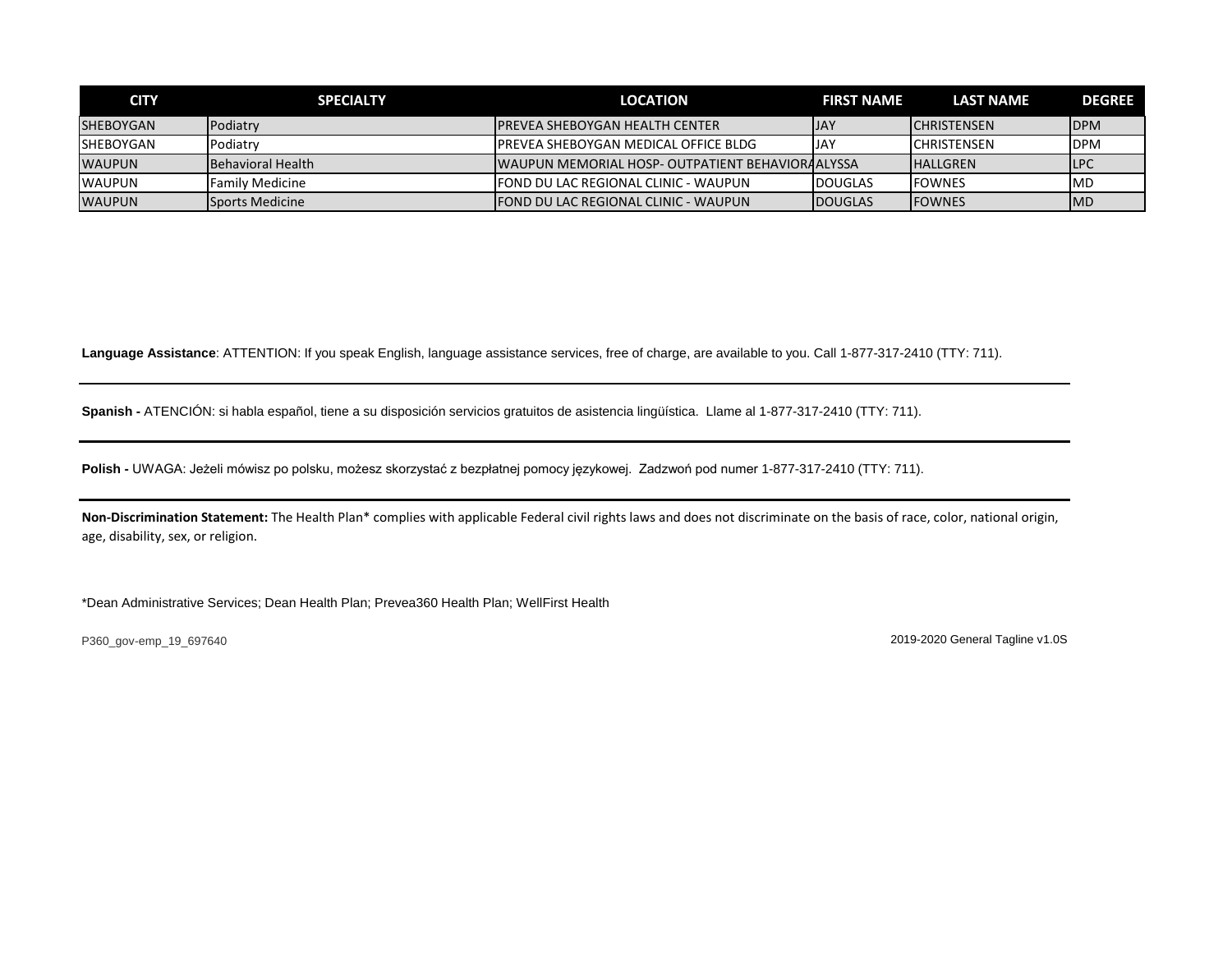| CITY | SPECIALTY | LOCATION | FIRST NAME | LAST NAME | DEGREE |
|---|---|---|---|---|---|
| SHEBOYGAN | Podiatry | PREVEA SHEBOYGAN HEALTH CENTER | JAY | CHRISTENSEN | DPM |
| SHEBOYGAN | Podiatry | PREVEA SHEBOYGAN MEDICAL OFFICE BLDG | JAY | CHRISTENSEN | DPM |
| WAUPUN | Behavioral Health | WAUPUN MEMORIAL HOSP- OUTPATIENT BEHAVIORA | ALYSSA | HALLGREN | LPC |
| WAUPUN | Family Medicine | FOND DU LAC REGIONAL CLINIC - WAUPUN | DOUGLAS | FOWNES | MD |
| WAUPUN | Sports Medicine | FOND DU LAC REGIONAL CLINIC - WAUPUN | DOUGLAS | FOWNES | MD |

**Language Assistance**: ATTENTION: If you speak English, language assistance services, free of charge, are available to you. Call 1-877-317-2410 (TTY: 711).

---

**Spanish -** ATENCIÓN: si habla español, tiene a su disposición servicios gratuitos de asistencia lingüística. Llame al 1-877-317-2410 (TTY: 711).

---

**Polish -** UWAGA: Jeżeli mówisz po polsku, możesz skorzystać z bezpłatnej pomocy językowej. Zadzwoń pod numer 1-877-317-2410 (TTY: 711).

---

**Non-Discrimination Statement:** The Health Plan* complies with applicable Federal civil rights laws and does not discriminate on the basis of race, color, national origin, age, disability, sex, or religion.

*Dean Administrative Services; Dean Health Plan; Prevea360 Health Plan; WellFirst Health

P360_gov-emp_19_697640

2019-2020 General Tagline v1.0S